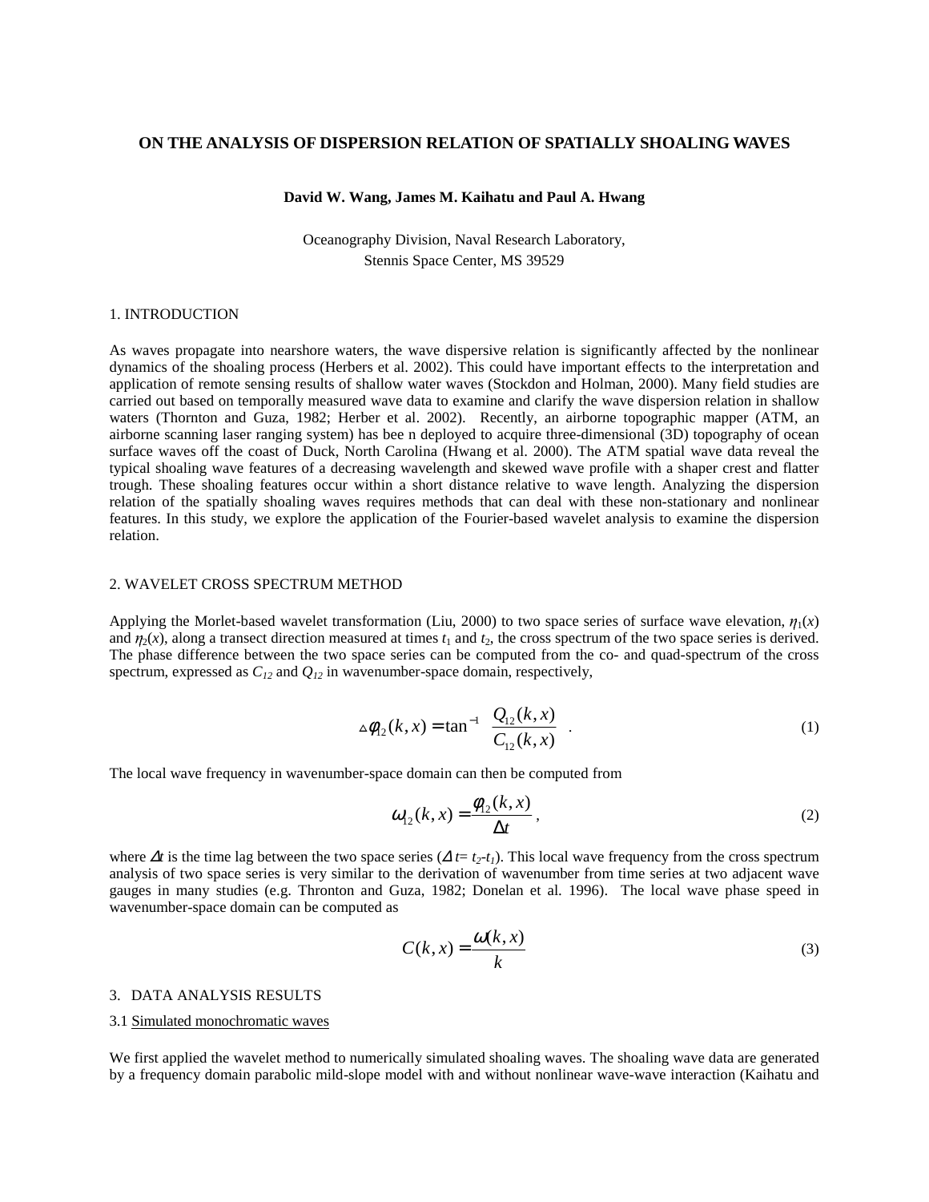# ON THE ANALYSIS OF DISPERSION RELATION OF SPATIALLY SHOALING WAVES

**David W. Wang, James M. Kaihatu and Paul A. Hwang**

Oceanography Division, Naval Research Laboratory,
Stennis Space Center, MS 39529

## 1. INTRODUCTION

As waves propagate into nearshore waters, the wave dispersive relation is significantly affected by the nonlinear dynamics of the shoaling process (Herbers et al. 2002). This could have important effects to the interpretation and application of remote sensing results of shallow water waves (Stockdon and Holman, 2000). Many field studies are carried out based on temporally measured wave data to examine and clarify the wave dispersion relation in shallow waters (Thornton and Guza, 1982; Herber et al. 2002). Recently, an airborne topographic mapper (ATM, an airborne scanning laser ranging system) has bee n deployed to acquire three-dimensional (3D) topography of ocean surface waves off the coast of Duck, North Carolina (Hwang et al. 2000). The ATM spatial wave data reveal the typical shoaling wave features of a decreasing wavelength and skewed wave profile with a shaper crest and flatter trough. These shoaling features occur within a short distance relative to wave length. Analyzing the dispersion relation of the spatially shoaling waves requires methods that can deal with these non-stationary and nonlinear features. In this study, we explore the application of the Fourier-based wavelet analysis to examine the dispersion relation.

## 2. WAVELET CROSS SPECTRUM METHOD

Applying the Morlet-based wavelet transformation (Liu, 2000) to two space series of surface wave elevation, $\eta_1(x)$ and $\eta_2(x)$, along a transect direction measured at times $t_1$ and $t_2$, the cross spectrum of the two space series is derived. The phase difference between the two space series can be computed from the co- and quad-spectrum of the cross spectrum, expressed as $C_{12}$ and $Q_{12}$ in wavenumber-space domain, respectively,

$$\Delta\phi_{12}(k,x) = \tan^{-1}\left[\frac{Q_{12}(k,x)}{C_{12}(k,x)}\right] \quad . \tag{1}$$

The local wave frequency in wavenumber-space domain can then be computed from

$$\omega_{12}(k,x) = \frac{\phi_{12}(k,x)}{\Delta t}\,, \tag{2}$$

where $\Delta t$ is the time lag between the two space series ($\Delta t = t_2 - t_1$). This local wave frequency from the cross spectrum analysis of two space series is very similar to the derivation of wavenumber from time series at two adjacent wave gauges in many studies (e.g. Thronton and Guza, 1982; Donelan et al. 1996). The local wave phase speed in wavenumber-space domain can be computed as

$$C(k,x) = \frac{\omega(k,x)}{k} \tag{3}$$

## 3. DATA ANALYSIS RESULTS

### 3.1 Simulated monochromatic waves

We first applied the wavelet method to numerically simulated shoaling waves. The shoaling wave data are generated by a frequency domain parabolic mild-slope model with and without nonlinear wave-wave interaction (Kaihatu and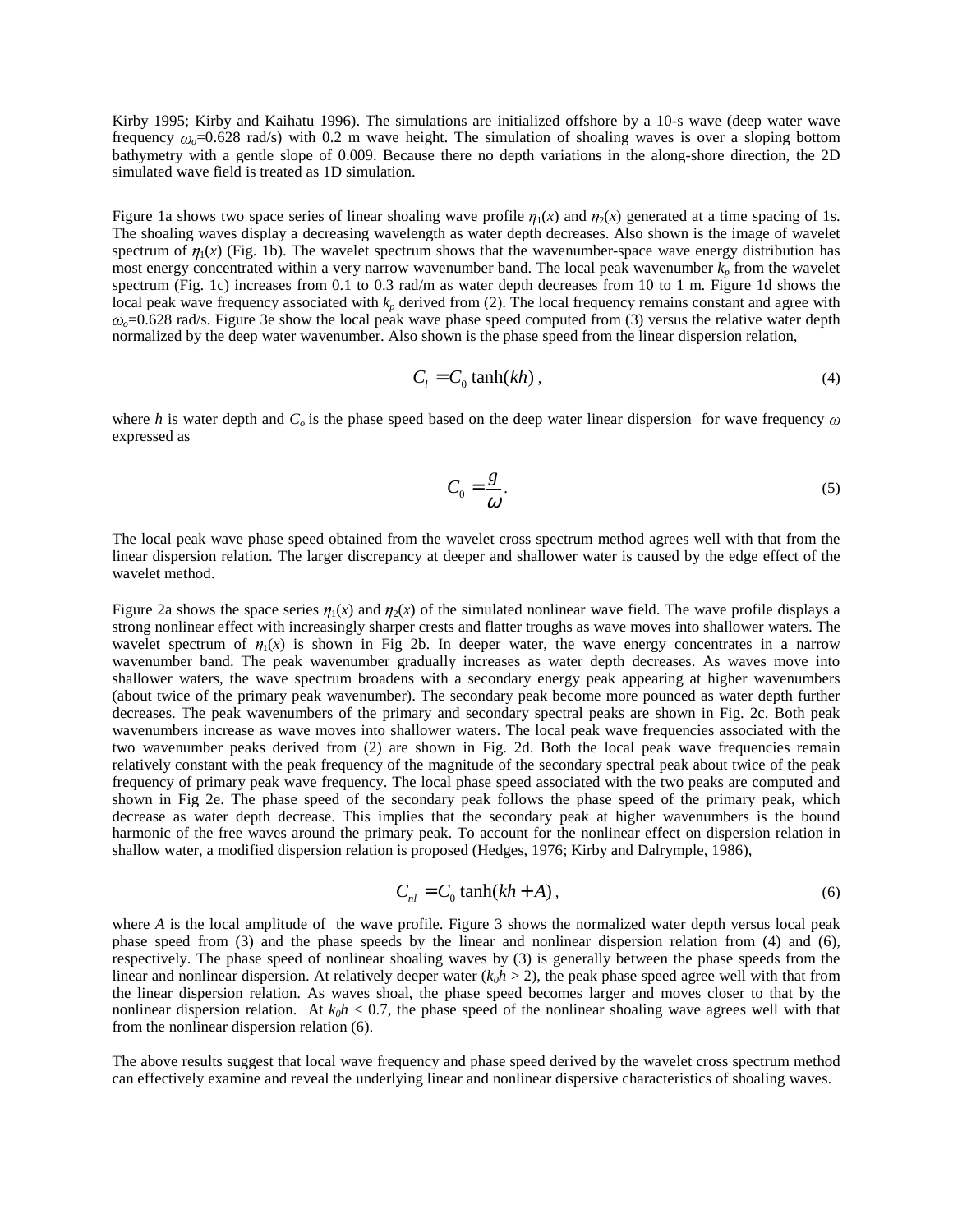Kirby 1995; Kirby and Kaihatu 1996). The simulations are initialized offshore by a 10-s wave (deep water wave frequency $\omega_o$=0.628 rad/s) with 0.2 m wave height. The simulation of shoaling waves is over a sloping bottom bathymetry with a gentle slope of 0.009. Because there no depth variations in the along-shore direction, the 2D simulated wave field is treated as 1D simulation.

Figure 1a shows two space series of linear shoaling wave profile $\eta_1(x)$ and $\eta_2(x)$ generated at a time spacing of 1s. The shoaling waves display a decreasing wavelength as water depth decreases. Also shown is the image of wavelet spectrum of $\eta_1(x)$ (Fig. 1b). The wavelet spectrum shows that the wavenumber-space wave energy distribution has most energy concentrated within a very narrow wavenumber band. The local peak wavenumber $k_p$ from the wavelet spectrum (Fig. 1c) increases from 0.1 to 0.3 rad/m as water depth decreases from 10 to 1 m. Figure 1d shows the local peak wave frequency associated with $k_p$ derived from (2). The local frequency remains constant and agree with $\omega_o$=0.628 rad/s. Figure 3e show the local peak wave phase speed computed from (3) versus the relative water depth normalized by the deep water wavenumber. Also shown is the phase speed from the linear dispersion relation,

$$C_l = C_0 \tanh(kh)\,, \tag{4}$$

where $h$ is water depth and $C_o$ is the phase speed based on the deep water linear dispersion for wave frequency $\omega$ expressed as

$$C_0 = \frac{g}{\omega}. \tag{5}$$

The local peak wave phase speed obtained from the wavelet cross spectrum method agrees well with that from the linear dispersion relation. The larger discrepancy at deeper and shallower water is caused by the edge effect of the wavelet method.

Figure 2a shows the space series $\eta_1(x)$ and $\eta_2(x)$ of the simulated nonlinear wave field. The wave profile displays a strong nonlinear effect with increasingly sharper crests and flatter troughs as wave moves into shallower waters. The wavelet spectrum of $\eta_1(x)$ is shown in Fig 2b. In deeper water, the wave energy concentrates in a narrow wavenumber band. The peak wavenumber gradually increases as water depth decreases. As waves move into shallower waters, the wave spectrum broadens with a secondary energy peak appearing at higher wavenumbers (about twice of the primary peak wavenumber). The secondary peak become more pounced as water depth further decreases. The peak wavenumbers of the primary and secondary spectral peaks are shown in Fig. 2c. Both peak wavenumbers increase as wave moves into shallower waters. The local peak wave frequencies associated with the two wavenumber peaks derived from (2) are shown in Fig. 2d. Both the local peak wave frequencies remain relatively constant with the peak frequency of the magnitude of the secondary spectral peak about twice of the peak frequency of primary peak wave frequency. The local phase speed associated with the two peaks are computed and shown in Fig 2e. The phase speed of the secondary peak follows the phase speed of the primary peak, which decrease as water depth decrease. This implies that the secondary peak at higher wavenumbers is the bound harmonic of the free waves around the primary peak. To account for the nonlinear effect on dispersion relation in shallow water, a modified dispersion relation is proposed (Hedges, 1976; Kirby and Dalrymple, 1986),

$$C_{nl} = C_0 \tanh(kh + A)\,, \tag{6}$$

where $A$ is the local amplitude of the wave profile. Figure 3 shows the normalized water depth versus local peak phase speed from (3) and the phase speeds by the linear and nonlinear dispersion relation from (4) and (6), respectively. The phase speed of nonlinear shoaling waves by (3) is generally between the phase speeds from the linear and nonlinear dispersion. At relatively deeper water ($k_0h > 2$), the peak phase speed agree well with that from the linear dispersion relation. As waves shoal, the phase speed becomes larger and moves closer to that by the nonlinear dispersion relation. At $k_0h < 0.7$, the phase speed of the nonlinear shoaling wave agrees well with that from the nonlinear dispersion relation (6).

The above results suggest that local wave frequency and phase speed derived by the wavelet cross spectrum method can effectively examine and reveal the underlying linear and nonlinear dispersive characteristics of shoaling waves.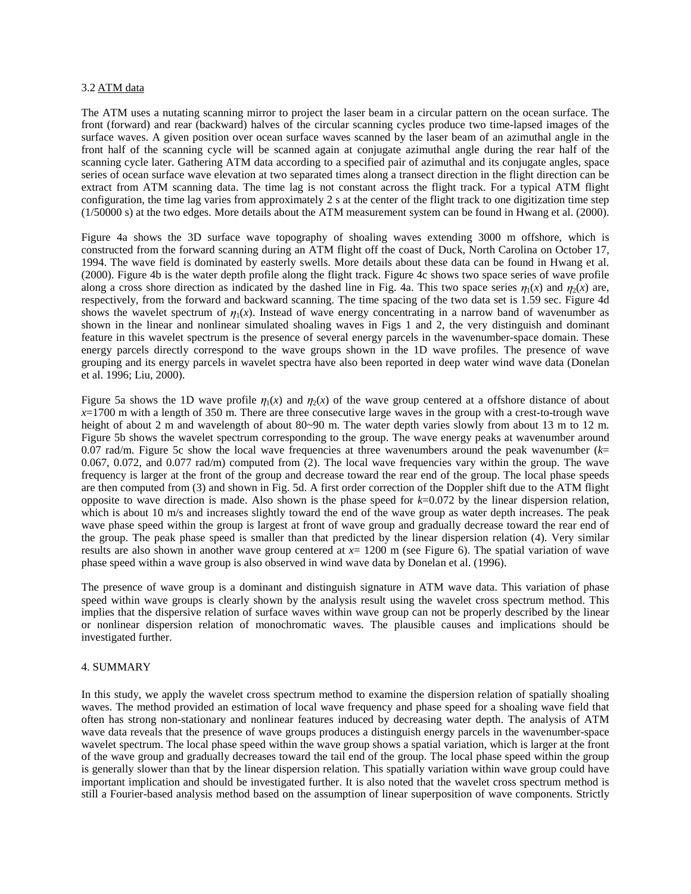3.2 ATM data

The ATM uses a nutating scanning mirror to project the laser beam in a circular pattern on the ocean surface. The front (forward) and rear (backward) halves of the circular scanning cycles produce two time-lapsed images of the surface waves. A given position over ocean surface waves scanned by the laser beam of an azimuthal angle in the front half of the scanning cycle will be scanned again at conjugate azimuthal angle during the rear half of the scanning cycle later. Gathering ATM data according to a specified pair of azimuthal and its conjugate angles, space series of ocean surface wave elevation at two separated times along a transect direction in the flight direction can be extract from ATM scanning data. The time lag is not constant across the flight track. For a typical ATM flight configuration, the time lag varies from approximately 2 s at the center of the flight track to one digitization time step (1/50000 s) at the two edges. More details about the ATM measurement system can be found in Hwang et al. (2000).

Figure 4a shows the 3D surface wave topography of shoaling waves extending 3000 m offshore, which is constructed from the forward scanning during an ATM flight off the coast of Duck, North Carolina on October 17, 1994. The wave field is dominated by easterly swells. More details about these data can be found in Hwang et al. (2000). Figure 4b is the water depth profile along the flight track. Figure 4c shows two space series of wave profile along a cross shore direction as indicated by the dashed line in Fig. 4a. This two space series $\eta_1(x)$ and $\eta_2(x)$ are, respectively, from the forward and backward scanning. The time spacing of the two data set is 1.59 sec. Figure 4d shows the wavelet spectrum of $\eta_1(x)$. Instead of wave energy concentrating in a narrow band of wavenumber as shown in the linear and nonlinear simulated shoaling waves in Figs 1 and 2, the very distinguish and dominant feature in this wavelet spectrum is the presence of several energy parcels in the wavenumber-space domain. These energy parcels directly correspond to the wave groups shown in the 1D wave profiles. The presence of wave grouping and its energy parcels in wavelet spectra have also been reported in deep water wind wave data (Donelan et al. 1996; Liu, 2000).

Figure 5a shows the 1D wave profile $\eta_1(x)$ and $\eta_2(x)$ of the wave group centered at a offshore distance of about $x$=1700 m with a length of 350 m. There are three consecutive large waves in the group with a crest-to-trough wave height of about 2 m and wavelength of about 80~90 m. The water depth varies slowly from about 13 m to 12 m. Figure 5b shows the wavelet spectrum corresponding to the group. The wave energy peaks at wavenumber around 0.07 rad/m. Figure 5c show the local wave frequencies at three wavenumbers around the peak wavenumber ($k$= 0.067, 0.072, and 0.077 rad/m) computed from (2). The local wave frequencies vary within the group. The wave frequency is larger at the front of the group and decrease toward the rear end of the group. The local phase speeds are then computed from (3) and shown in Fig. 5d. A first order correction of the Doppler shift due to the ATM flight opposite to wave direction is made. Also shown is the phase speed for $k$=0.072 by the linear dispersion relation, which is about 10 m/s and increases slightly toward the end of the wave group as water depth increases. The peak wave phase speed within the group is largest at front of wave group and gradually decrease toward the rear end of the group. The peak phase speed is smaller than that predicted by the linear dispersion relation (4). Very similar results are also shown in another wave group centered at $x$= 1200 m (see Figure 6). The spatial variation of wave phase speed within a wave group is also observed in wind wave data by Donelan et al. (1996).

The presence of wave group is a dominant and distinguish signature in ATM wave data. This variation of phase speed within wave groups is clearly shown by the analysis result using the wavelet cross spectrum method. This implies that the dispersive relation of surface waves within wave group can not be properly described by the linear or nonlinear dispersion relation of monochromatic waves. The plausible causes and implications should be investigated further.

## 4. SUMMARY

In this study, we apply the wavelet cross spectrum method to examine the dispersion relation of spatially shoaling waves. The method provided an estimation of local wave frequency and phase speed for a shoaling wave field that often has strong non-stationary and nonlinear features induced by decreasing water depth. The analysis of ATM wave data reveals that the presence of wave groups produces a distinguish energy parcels in the wavenumber-space wavelet spectrum. The local phase speed within the wave group shows a spatial variation, which is larger at the front of the wave group and gradually decreases toward the tail end of the group. The local phase speed within the group is generally slower than that by the linear dispersion relation. This spatially variation within wave group could have important implication and should be investigated further. It is also noted that the wavelet cross spectrum method is still a Fourier-based analysis method based on the assumption of linear superposition of wave components. Strictly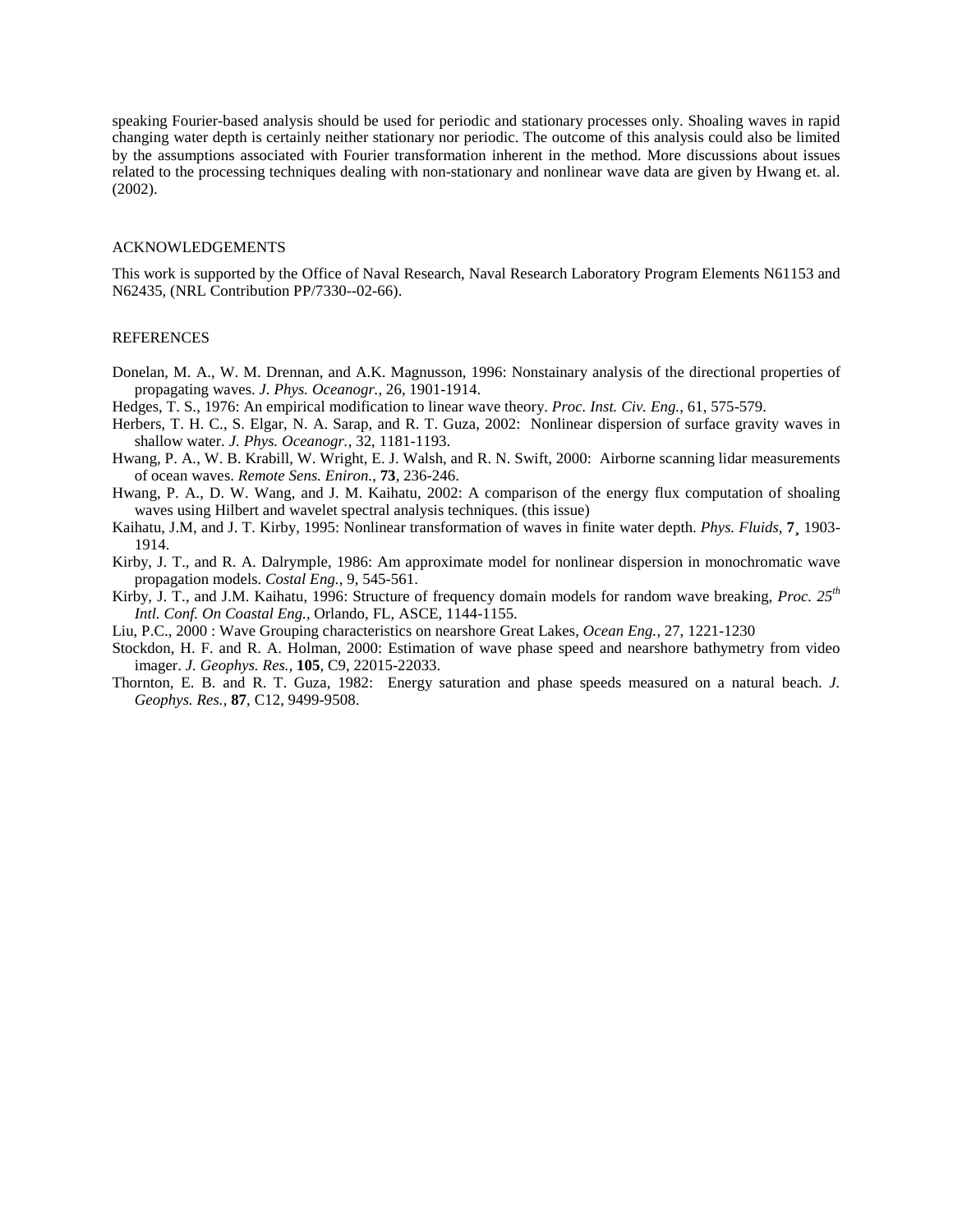speaking Fourier-based analysis should be used for periodic and stationary processes only. Shoaling waves in rapid changing water depth is certainly neither stationary nor periodic. The outcome of this analysis could also be limited by the assumptions associated with Fourier transformation inherent in the method. More discussions about issues related to the processing techniques dealing with non-stationary and nonlinear wave data are given by Hwang et. al. (2002).

## ACKNOWLEDGEMENTS

This work is supported by the Office of Naval Research, Naval Research Laboratory Program Elements N61153 and N62435, (NRL Contribution PP/7330--02-66).

## REFERENCES

Donelan, M. A., W. M. Drennan, and A.K. Magnusson, 1996: Nonstainary analysis of the directional properties of propagating waves. *J. Phys. Oceanogr.*, 26, 1901-1914.

Hedges, T. S., 1976: An empirical modification to linear wave theory. *Proc. Inst. Civ. Eng.*, 61, 575-579.

Herbers, T. H. C., S. Elgar, N. A. Sarap, and R. T. Guza, 2002: Nonlinear dispersion of surface gravity waves in shallow water. *J. Phys. Oceanogr.*, 32, 1181-1193.

Hwang, P. A., W. B. Krabill, W. Wright, E. J. Walsh, and R. N. Swift, 2000: Airborne scanning lidar measurements of ocean waves. *Remote Sens. Eniron.*, **73**, 236-246.

Hwang, P. A., D. W. Wang, and J. M. Kaihatu, 2002: A comparison of the energy flux computation of shoaling waves using Hilbert and wavelet spectral analysis techniques. (this issue)

Kaihatu, J.M, and J. T. Kirby, 1995: Nonlinear transformation of waves in finite water depth. *Phys. Fluids*, **7**¸ 1903-1914.

Kirby, J. T., and R. A. Dalrymple, 1986: Am approximate model for nonlinear dispersion in monochromatic wave propagation models. *Costal Eng.*, 9, 545-561.

Kirby, J. T., and J.M. Kaihatu, 1996: Structure of frequency domain models for random wave breaking, *Proc. 25th Intl. Conf. On Coastal Eng.*, Orlando, FL, ASCE, 1144-1155.

Liu, P.C., 2000 : Wave Grouping characteristics on nearshore Great Lakes, *Ocean Eng.*, 27, 1221-1230

Stockdon, H. F. and R. A. Holman, 2000: Estimation of wave phase speed and nearshore bathymetry from video imager. *J. Geophys. Res.*, **105**, C9, 22015-22033.

Thornton, E. B. and R. T. Guza, 1982: Energy saturation and phase speeds measured on a natural beach. *J. Geophys. Res.*, **87**, C12, 9499-9508.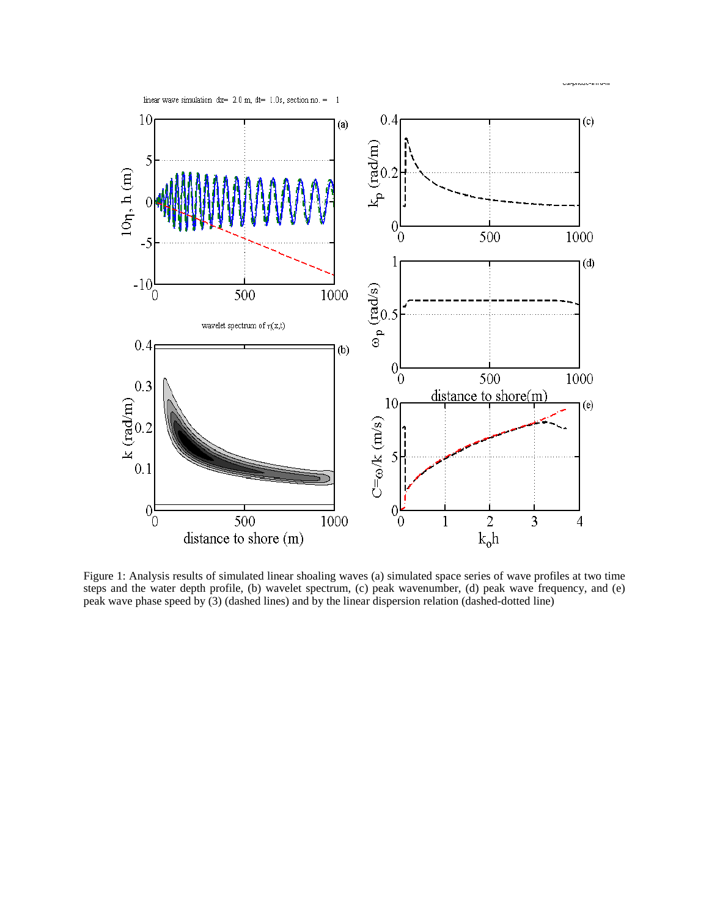Figure 1: Analysis results of simulated linear shoaling waves (a) simulated space series of wave profiles at two time steps and the water depth profile, (b) wavelet spectrum, (c) peak wavenumber, (d) peak wave frequency, and (e) peak wave phase speed by (3) (dashed lines) and by the linear dispersion relation (dashed-dotted line)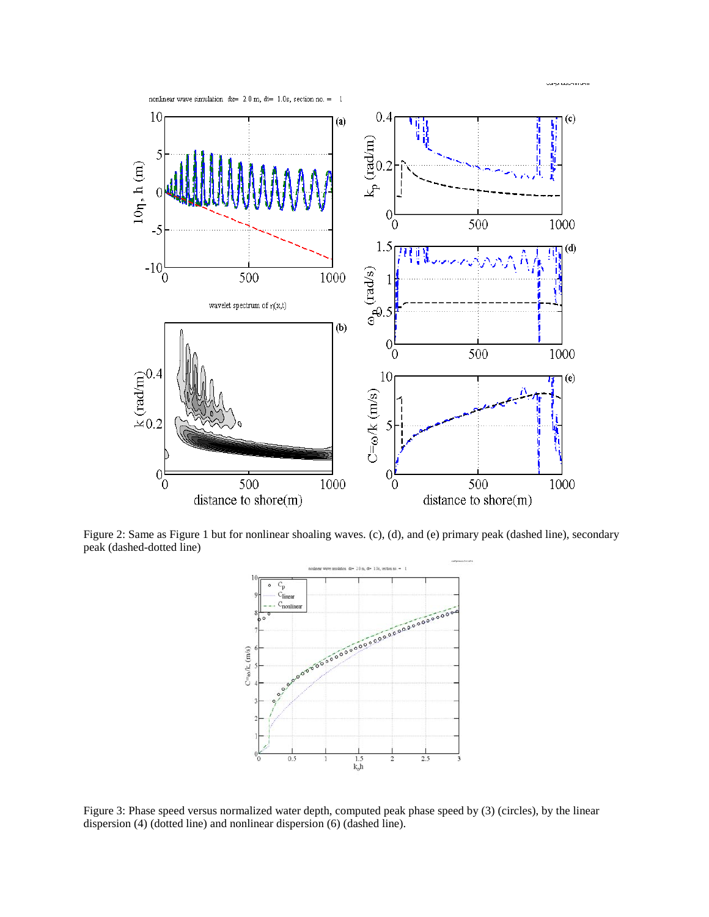Figure 2: Same as Figure 1 but for nonlinear shoaling waves. (c), (d), and (e) primary peak (dashed line), secondary peak (dashed-dotted line)

Figure 3: Phase speed versus normalized water depth, computed peak phase speed by (3) (circles), by the linear dispersion (4) (dotted line) and nonlinear dispersion (6) (dashed line).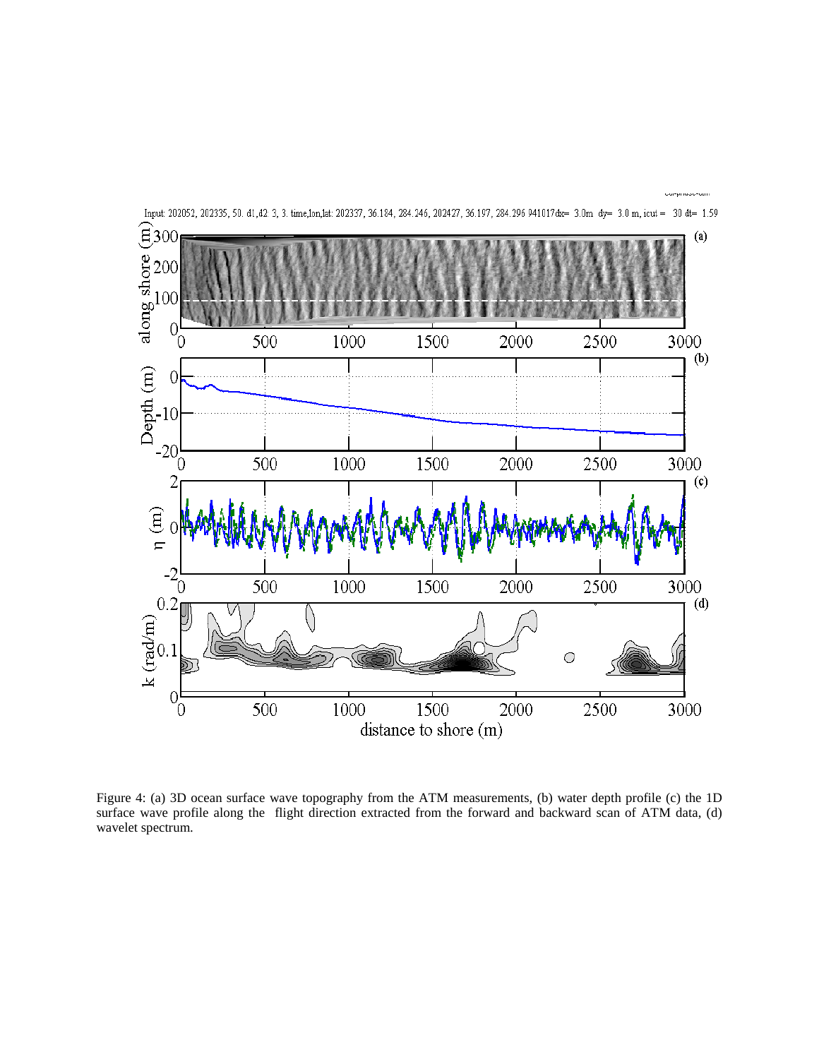Figure 4: (a) 3D ocean surface wave topography from the ATM measurements, (b) water depth profile (c) the 1D surface wave profile along the flight direction extracted from the forward and backward scan of ATM data, (d) wavelet spectrum.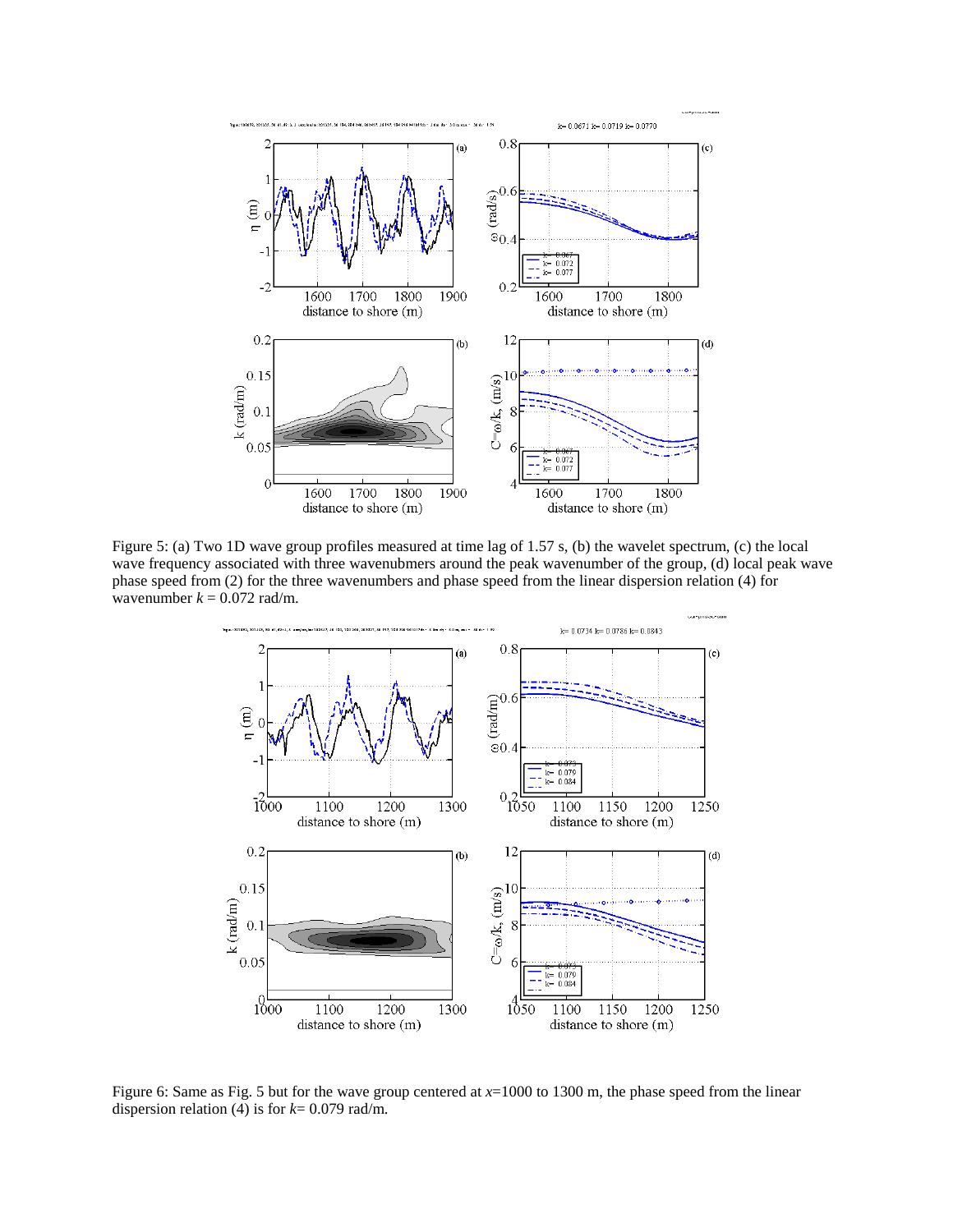k= 0.0671 k= 0.0719 k= 0.0770

(a)
η (m)
distance to shore (m)

(b)
k (rad/m)
distance to shore (m)

(c)
ω (rad/s)
k= 0.067
k= 0.072
k= 0.077
distance to shore (m)

(d)
C=ω/k, (m/s)
k= 0.067
k= 0.072
k= 0.077
distance to shore (m)

Figure 5: (a) Two 1D wave group profiles measured at time lag of 1.57 s, (b) the wavelet spectrum, (c) the local wave frequency associated with three wavenubmers around the peak wavenumber of the group, (d) local peak wave phase speed from (2) for the three wavenumbers and phase speed from the linear dispersion relation (4) for wavenumber $k$ = 0.072 rad/m.

k= 0.0734 k= 0.0786 k= 0.0843

(a)
η (m)
distance to shore (m)

(b)
k (rad/m)
distance to shore (m)

(c)
ω (rad/m)
k= 0.073
k= 0.079
k= 0.084
distance to shore (m)

(d)
C=ω/k, (m/s)
k= 0.073
k= 0.079
k= 0.084
distance to shore (m)

Figure 6: Same as Fig. 5 but for the wave group centered at $x$=1000 to 1300 m, the phase speed from the linear dispersion relation (4) is for $k$= 0.079 rad/m.